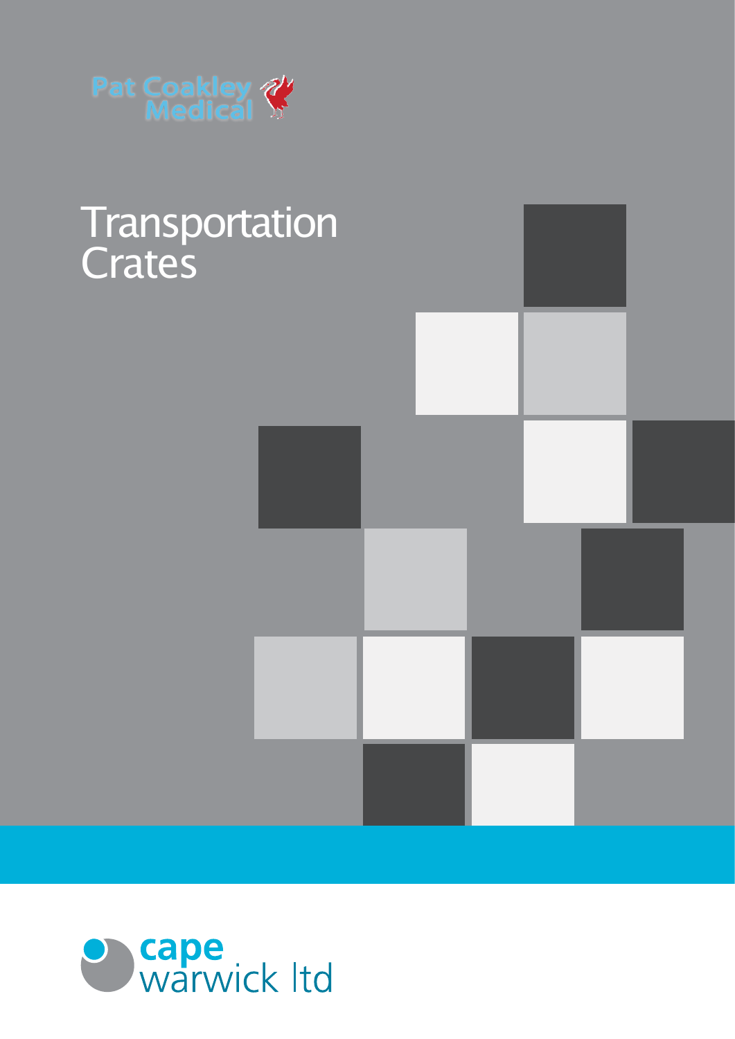Pat Coakley Medical

# Transportation Crates

cape warwick ltd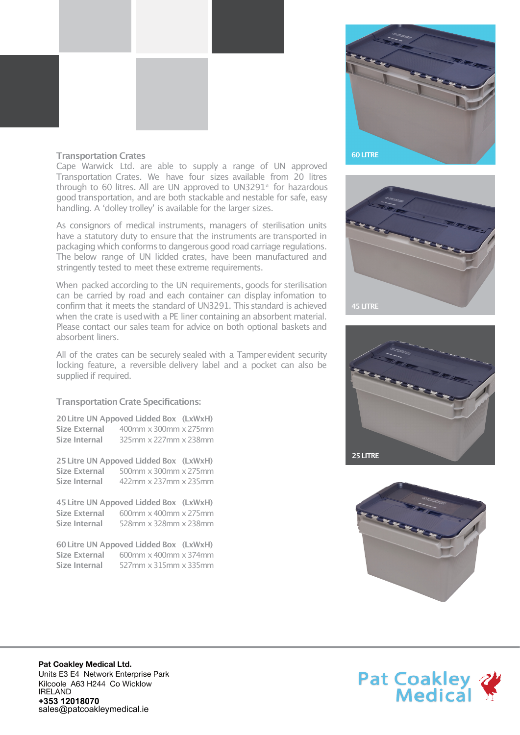## Transportation Crates

Cape Warwick Ltd. are able to supply a range of UN approved Transportation Crates. We have four sizes available from 20 litres through to 60 litres. All are UN approved to UN3291* for hazardous good transportation, and are both stackable and nestable for safe, easy handling. A 'dolley trolley' is available for the larger sizes.

As consignors of medical instruments, managers of sterilisation units have a statutory duty to ensure that the instruments are transported in packaging which conforms to dangerous good road carriage regulations. The below range of UN lidded crates, have been manufactured and stringently tested to meet these extreme requirements.

When packed according to the UN requirements, goods for sterilisation can be carried by road and each container can display infomation to confirm that it meets the standard of UN3291. This standard is achieved when the crate is used with a PE liner containing an absorbent material. Please contact our sales team for advice on both optional baskets and absorbent liners.

All of the crates can be securely sealed with a Tamper evident security locking feature, a reversible delivery label and a pocket can also be supplied if required.

## Transportation Crate Specifications:

**20 Litre UN Appoved Lidded Box (LxWxH)**

| | |
|---|---|
| **Size External** | 400mm x 300mm x 275mm |
| **Size Internal** | 325mm x 227mm x 238mm |

**25 Litre UN Appoved Lidded Box (LxWxH)**

| | |
|---|---|
| **Size External** | 500mm x 300mm x 275mm |
| **Size Internal** | 422mm x 237mm x 235mm |

**45 Litre UN Appoved Lidded Box (LxWxH)**

| | |
|---|---|
| **Size External** | 600mm x 400mm x 275mm |
| **Size Internal** | 528mm x 328mm x 238mm |

**60 Litre UN Appoved Lidded Box (LxWxH)**

| | |
|---|---|
| **Size External** | 600mm x 400mm x 374mm |
| **Size Internal** | 527mm x 315mm x 335mm |

60 LITRE

45 LITRE

25 LITRE

**Pat Coakley Medical Ltd.**
Units E3 E4 Network Enterprise Park
Kilcoole A63 H244 Co Wicklow
IRELAND
**+353 12018070**
sales@patcoakleymedical.ie

Pat Coakley Medical